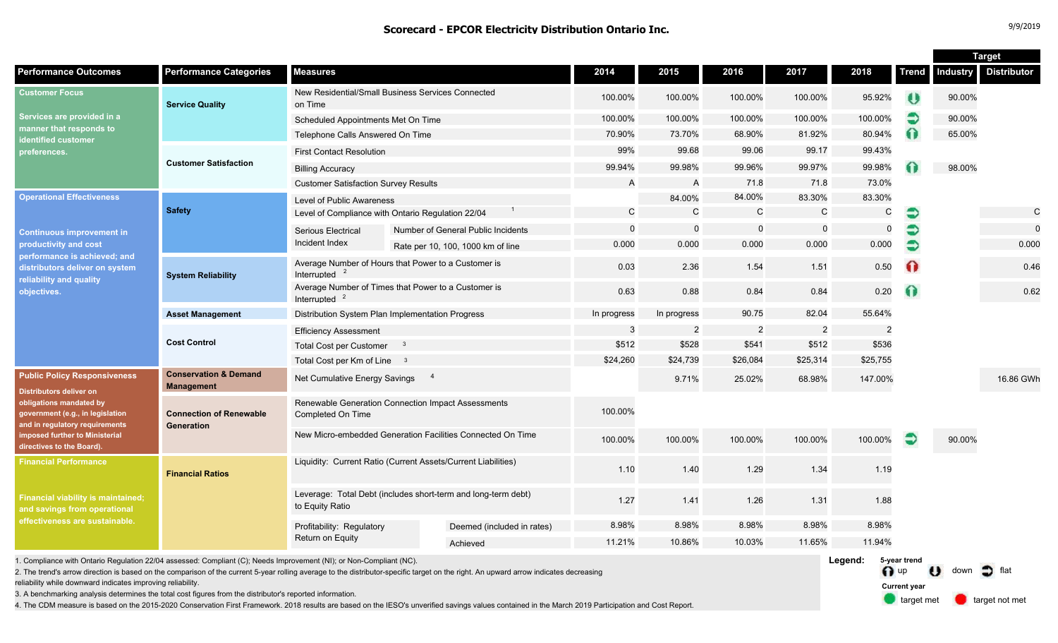# Scorecard - EPCOR Electricity Distribution Ontario Inc.

9/9/2019

| Performance Outcomes | Performance Categories | Measures | | 2014 | 2015 | 2016 | 2017 | 2018 | Trend | Target: Industry | Target: Distributor |
|---|---|---|---|---|---|---|---|---|---|---|---|
| **Customer Focus** Services are provided in a manner that responds to identified customer preferences. | Service Quality | New Residential/Small Business Services Connected on Time | | 100.00% | 100.00% | 100.00% | 100.00% | 95.92% | down | 90.00% | |
| | | Scheduled Appointments Met On Time | | 100.00% | 100.00% | 100.00% | 100.00% | 100.00% | flat | 90.00% | |
| | | Telephone Calls Answered On Time | | 70.90% | 73.70% | 68.90% | 81.92% | 80.94% | up | 65.00% | |
| | Customer Satisfaction | First Contact Resolution | | 99% | 99.68 | 99.06 | 99.17 | 99.43% | | | |
| | | Billing Accuracy | | 99.94% | 99.98% | 99.96% | 99.97% | 99.98% | up | 98.00% | |
| | | Customer Satisfaction Survey Results | | A | A | 71.8 | 71.8 | 73.0% | | | |
| **Operational Effectiveness** Continuous improvement in productivity and cost performance is achieved; and distributors deliver on system reliability and quality objectives. | Safety | Level of Public Awareness | | | 84.00% | 84.00% | 83.30% | 83.30% | | | |
| | | Level of Compliance with Ontario Regulation 22/04 [1] | | C | C | C | C | C | flat | | C |
| | | Serious Electrical Incident Index | Number of General Public Incidents | 0 | 0 | 0 | 0 | 0 | flat | | 0 |
| | | | Rate per 10, 100, 1000 km of line | 0.000 | 0.000 | 0.000 | 0.000 | 0.000 | flat | | 0.000 |
| | System Reliability | Average Number of Hours that Power to a Customer is Interrupted [2] | | 0.03 | 2.36 | 1.54 | 1.51 | 0.50 | up (target not met) | | 0.46 |
| | | Average Number of Times that Power to a Customer is Interrupted [2] | | 0.63 | 0.88 | 0.84 | 0.84 | 0.20 | up (target met) | | 0.62 |
| | Asset Management | Distribution System Plan Implementation Progress | | In progress | In progress | 90.75 | 82.04 | 55.64% | | | |
| | Cost Control | Efficiency Assessment | | 3 | 2 | 2 | 2 | 2 | | | |
| | | Total Cost per Customer [3] | | $512 | $528 | $541 | $512 | $536 | | | |
| | | Total Cost per Km of Line [3] | | $24,260 | $24,739 | $26,084 | $25,314 | $25,755 | | | |
| **Public Policy Responsiveness** Distributors deliver on obligations mandated by government (e.g., in legislation and in regulatory requirements imposed further to Ministerial directives to the Board). | Conservation & Demand Management | Net Cumulative Energy Savings [4] | | | 9.71% | 25.02% | 68.98% | 147.00% | | | 16.86 GWh |
| | Connection of Renewable Generation | Renewable Generation Connection Impact Assessments Completed On Time | | 100.00% | | | | | | | |
| | | New Micro-embedded Generation Facilities Connected On Time | | 100.00% | 100.00% | 100.00% | 100.00% | 100.00% | flat | 90.00% | |
| **Financial Performance** Financial viability is maintained; and savings from operational effectiveness are sustainable. | Financial Ratios | Liquidity: Current Ratio (Current Assets/Current Liabilities) | | 1.10 | 1.40 | 1.29 | 1.34 | 1.19 | | | |
| | | Leverage: Total Debt (includes short-term and long-term debt) to Equity Ratio | | 1.27 | 1.41 | 1.26 | 1.31 | 1.88 | | | |
| | | Profitability: Regulatory Return on Equity | Deemed (included in rates) | 8.98% | 8.98% | 8.98% | 8.98% | 8.98% | | | |
| | | | Achieved | 11.21% | 10.86% | 10.03% | 11.65% | 11.94% | | | |

1. Compliance with Ontario Regulation 22/04 assessed: Compliant (C); Needs Improvement (NI); or Non-Compliant (NC).
2. The trend's arrow direction is based on the comparison of the current 5-year rolling average to the distributor-specific target on the right. An upward arrow indicates decreasing reliability while downward indicates improving reliability.
3. A benchmarking analysis determines the total cost figures from the distributor's reported information.
4. The CDM measure is based on the 2015-2020 Conservation First Framework. 2018 results are based on the IESO's unverified savings values contained in the March 2019 Participation and Cost Report.

**Legend:**
5-year trend: up; down; flat
Current year: target met; target not met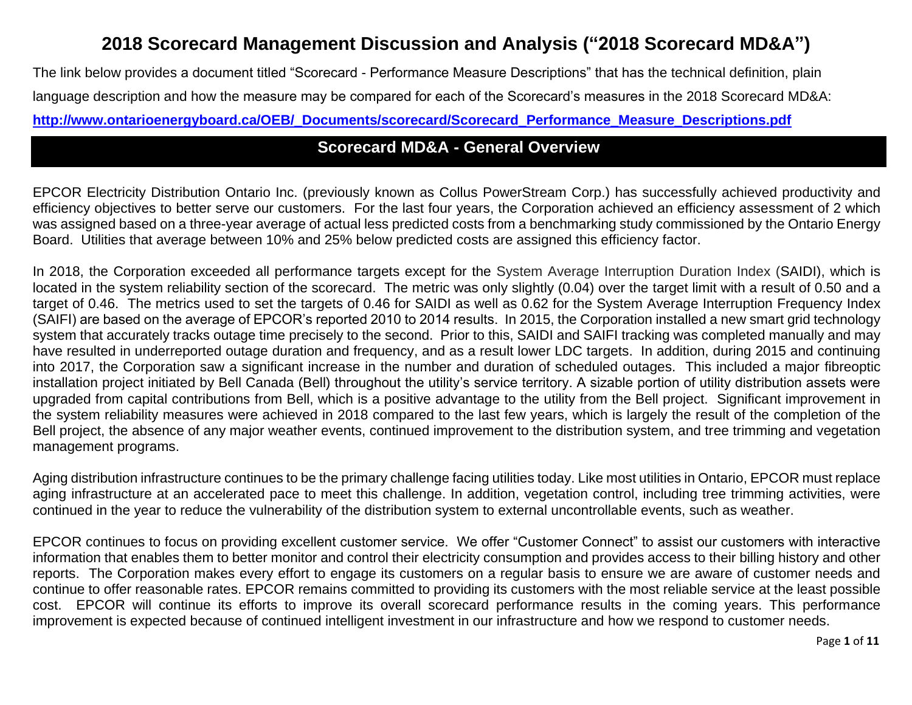# 2018 Scorecard Management Discussion and Analysis ("2018 Scorecard MD&A")

The link below provides a document titled "Scorecard - Performance Measure Descriptions" that has the technical definition, plain language description and how the measure may be compared for each of the Scorecard's measures in the 2018 Scorecard MD&A:

**http://www.ontarioenergyboard.ca/OEB/_Documents/scorecard/Scorecard_Performance_Measure_Descriptions.pdf**

## Scorecard MD&A - General Overview

EPCOR Electricity Distribution Ontario Inc. (previously known as Collus PowerStream Corp.) has successfully achieved productivity and efficiency objectives to better serve our customers. For the last four years, the Corporation achieved an efficiency assessment of 2 which was assigned based on a three-year average of actual less predicted costs from a benchmarking study commissioned by the Ontario Energy Board. Utilities that average between 10% and 25% below predicted costs are assigned this efficiency factor.

In 2018, the Corporation exceeded all performance targets except for the System Average Interruption Duration Index (SAIDI), which is located in the system reliability section of the scorecard. The metric was only slightly (0.04) over the target limit with a result of 0.50 and a target of 0.46. The metrics used to set the targets of 0.46 for SAIDI as well as 0.62 for the System Average Interruption Frequency Index (SAIFI) are based on the average of EPCOR's reported 2010 to 2014 results. In 2015, the Corporation installed a new smart grid technology system that accurately tracks outage time precisely to the second. Prior to this, SAIDI and SAIFI tracking was completed manually and may have resulted in underreported outage duration and frequency, and as a result lower LDC targets. In addition, during 2015 and continuing into 2017, the Corporation saw a significant increase in the number and duration of scheduled outages. This included a major fibreoptic installation project initiated by Bell Canada (Bell) throughout the utility's service territory. A sizable portion of utility distribution assets were upgraded from capital contributions from Bell, which is a positive advantage to the utility from the Bell project. Significant improvement in the system reliability measures were achieved in 2018 compared to the last few years, which is largely the result of the completion of the Bell project, the absence of any major weather events, continued improvement to the distribution system, and tree trimming and vegetation management programs.

Aging distribution infrastructure continues to be the primary challenge facing utilities today. Like most utilities in Ontario, EPCOR must replace aging infrastructure at an accelerated pace to meet this challenge. In addition, vegetation control, including tree trimming activities, were continued in the year to reduce the vulnerability of the distribution system to external uncontrollable events, such as weather.

EPCOR continues to focus on providing excellent customer service. We offer "Customer Connect" to assist our customers with interactive information that enables them to better monitor and control their electricity consumption and provides access to their billing history and other reports. The Corporation makes every effort to engage its customers on a regular basis to ensure we are aware of customer needs and continue to offer reasonable rates. EPCOR remains committed to providing its customers with the most reliable service at the least possible cost. EPCOR will continue its efforts to improve its overall scorecard performance results in the coming years. This performance improvement is expected because of continued intelligent investment in our infrastructure and how we respond to customer needs.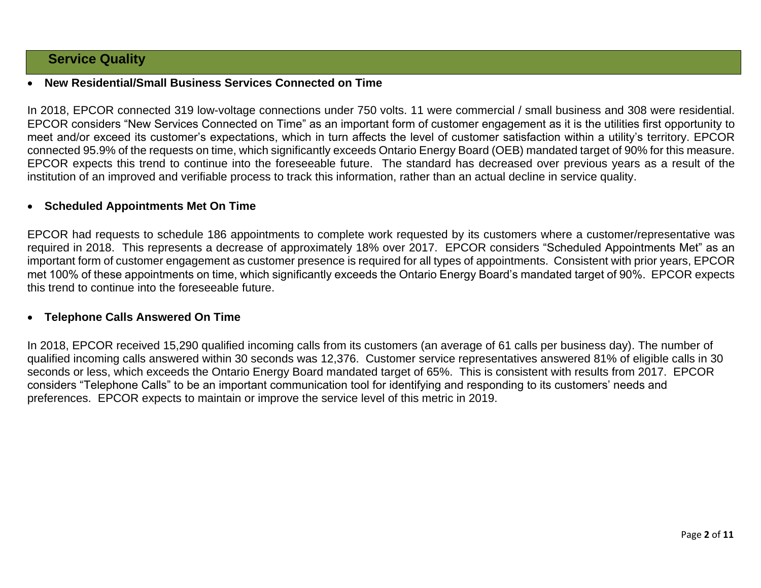## Service Quality

- **New Residential/Small Business Services Connected on Time**

In 2018, EPCOR connected 319 low-voltage connections under 750 volts. 11 were commercial / small business and 308 were residential. EPCOR considers "New Services Connected on Time" as an important form of customer engagement as it is the utilities first opportunity to meet and/or exceed its customer's expectations, which in turn affects the level of customer satisfaction within a utility's territory. EPCOR connected 95.9% of the requests on time, which significantly exceeds Ontario Energy Board (OEB) mandated target of 90% for this measure. EPCOR expects this trend to continue into the foreseeable future. The standard has decreased over previous years as a result of the institution of an improved and verifiable process to track this information, rather than an actual decline in service quality.

- **Scheduled Appointments Met On Time**

EPCOR had requests to schedule 186 appointments to complete work requested by its customers where a customer/representative was required in 2018. This represents a decrease of approximately 18% over 2017. EPCOR considers "Scheduled Appointments Met" as an important form of customer engagement as customer presence is required for all types of appointments. Consistent with prior years, EPCOR met 100% of these appointments on time, which significantly exceeds the Ontario Energy Board's mandated target of 90%. EPCOR expects this trend to continue into the foreseeable future.

- **Telephone Calls Answered On Time**

In 2018, EPCOR received 15,290 qualified incoming calls from its customers (an average of 61 calls per business day). The number of qualified incoming calls answered within 30 seconds was 12,376. Customer service representatives answered 81% of eligible calls in 30 seconds or less, which exceeds the Ontario Energy Board mandated target of 65%. This is consistent with results from 2017. EPCOR considers "Telephone Calls" to be an important communication tool for identifying and responding to its customers' needs and preferences. EPCOR expects to maintain or improve the service level of this metric in 2019.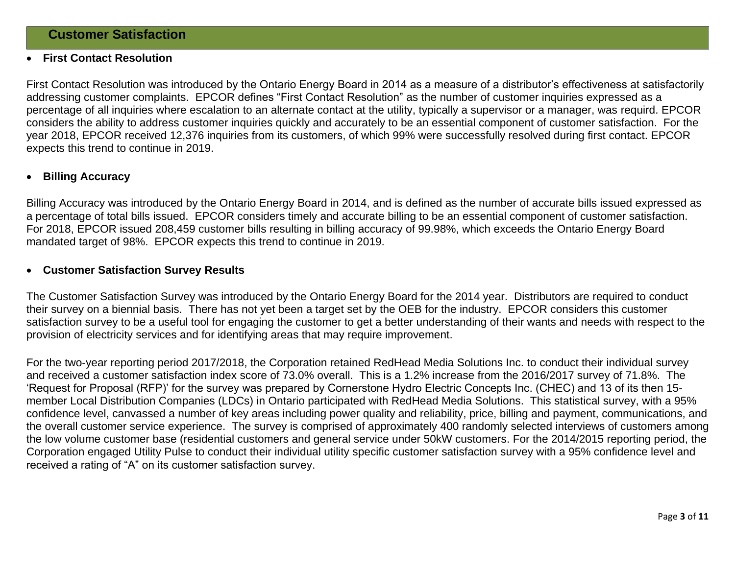## Customer Satisfaction

- **First Contact Resolution**

First Contact Resolution was introduced by the Ontario Energy Board in 2014 as a measure of a distributor's effectiveness at satisfactorily addressing customer complaints. EPCOR defines "First Contact Resolution" as the number of customer inquiries expressed as a percentage of all inquiries where escalation to an alternate contact at the utility, typically a supervisor or a manager, was requird. EPCOR considers the ability to address customer inquiries quickly and accurately to be an essential component of customer satisfaction. For the year 2018, EPCOR received 12,376 inquiries from its customers, of which 99% were successfully resolved during first contact. EPCOR expects this trend to continue in 2019.

- **Billing Accuracy**

Billing Accuracy was introduced by the Ontario Energy Board in 2014, and is defined as the number of accurate bills issued expressed as a percentage of total bills issued. EPCOR considers timely and accurate billing to be an essential component of customer satisfaction. For 2018, EPCOR issued 208,459 customer bills resulting in billing accuracy of 99.98%, which exceeds the Ontario Energy Board mandated target of 98%. EPCOR expects this trend to continue in 2019.

- **Customer Satisfaction Survey Results**

The Customer Satisfaction Survey was introduced by the Ontario Energy Board for the 2014 year. Distributors are required to conduct their survey on a biennial basis. There has not yet been a target set by the OEB for the industry. EPCOR considers this customer satisfaction survey to be a useful tool for engaging the customer to get a better understanding of their wants and needs with respect to the provision of electricity services and for identifying areas that may require improvement.

For the two-year reporting period 2017/2018, the Corporation retained RedHead Media Solutions Inc. to conduct their individual survey and received a customer satisfaction index score of 73.0% overall. This is a 1.2% increase from the 2016/2017 survey of 71.8%. The 'Request for Proposal (RFP)' for the survey was prepared by Cornerstone Hydro Electric Concepts Inc. (CHEC) and 13 of its then 15-member Local Distribution Companies (LDCs) in Ontario participated with RedHead Media Solutions. This statistical survey, with a 95% confidence level, canvassed a number of key areas including power quality and reliability, price, billing and payment, communications, and the overall customer service experience. The survey is comprised of approximately 400 randomly selected interviews of customers among the low volume customer base (residential customers and general service under 50kW customers. For the 2014/2015 reporting period, the Corporation engaged Utility Pulse to conduct their individual utility specific customer satisfaction survey with a 95% confidence level and received a rating of "A" on its customer satisfaction survey.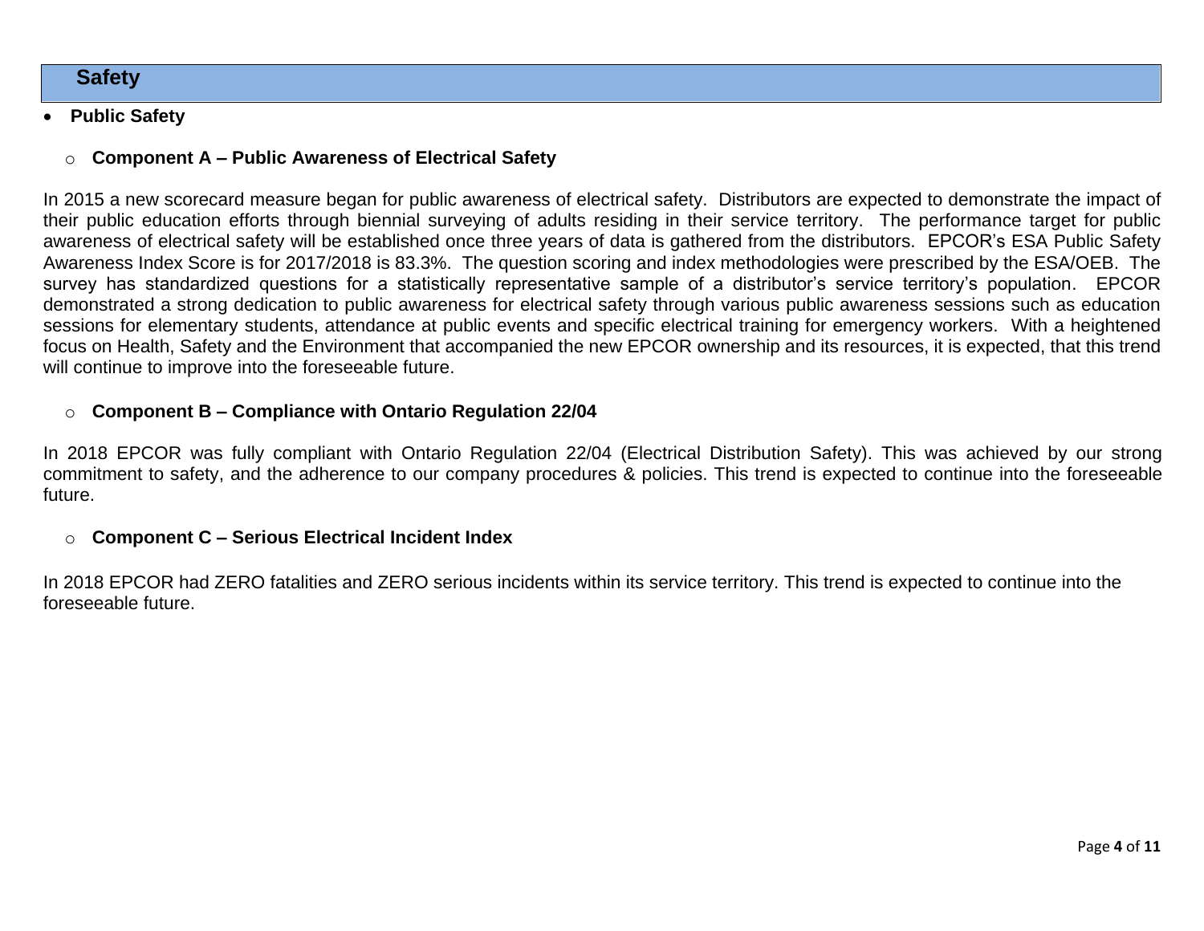## Safety

- **Public Safety**

    - **Component A – Public Awareness of Electrical Safety**

In 2015 a new scorecard measure began for public awareness of electrical safety. Distributors are expected to demonstrate the impact of their public education efforts through biennial surveying of adults residing in their service territory. The performance target for public awareness of electrical safety will be established once three years of data is gathered from the distributors. EPCOR's ESA Public Safety Awareness Index Score is for 2017/2018 is 83.3%. The question scoring and index methodologies were prescribed by the ESA/OEB. The survey has standardized questions for a statistically representative sample of a distributor's service territory's population. EPCOR demonstrated a strong dedication to public awareness for electrical safety through various public awareness sessions such as education sessions for elementary students, attendance at public events and specific electrical training for emergency workers. With a heightened focus on Health, Safety and the Environment that accompanied the new EPCOR ownership and its resources, it is expected, that this trend will continue to improve into the foreseeable future.

    - **Component B – Compliance with Ontario Regulation 22/04**

In 2018 EPCOR was fully compliant with Ontario Regulation 22/04 (Electrical Distribution Safety). This was achieved by our strong commitment to safety, and the adherence to our company procedures & policies. This trend is expected to continue into the foreseeable future.

    - **Component C – Serious Electrical Incident Index**

In 2018 EPCOR had ZERO fatalities and ZERO serious incidents within its service territory. This trend is expected to continue into the foreseeable future.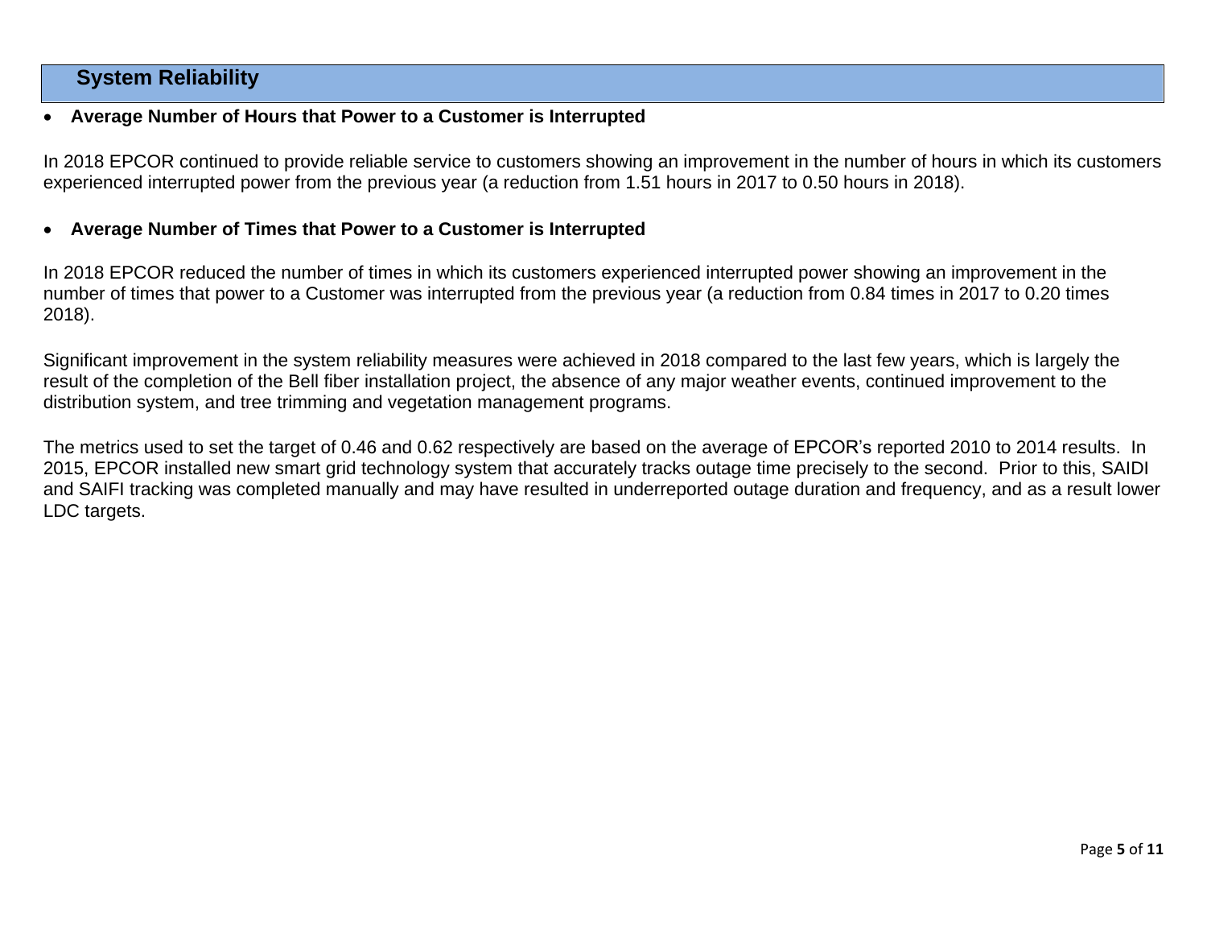## System Reliability

- **Average Number of Hours that Power to a Customer is Interrupted**

In 2018 EPCOR continued to provide reliable service to customers showing an improvement in the number of hours in which its customers experienced interrupted power from the previous year (a reduction from 1.51 hours in 2017 to 0.50 hours in 2018).

- **Average Number of Times that Power to a Customer is Interrupted**

In 2018 EPCOR reduced the number of times in which its customers experienced interrupted power showing an improvement in the number of times that power to a Customer was interrupted from the previous year (a reduction from 0.84 times in 2017 to 0.20 times 2018).

Significant improvement in the system reliability measures were achieved in 2018 compared to the last few years, which is largely the result of the completion of the Bell fiber installation project, the absence of any major weather events, continued improvement to the distribution system, and tree trimming and vegetation management programs.

The metrics used to set the target of 0.46 and 0.62 respectively are based on the average of EPCOR's reported 2010 to 2014 results. In 2015, EPCOR installed new smart grid technology system that accurately tracks outage time precisely to the second. Prior to this, SAIDI and SAIFI tracking was completed manually and may have resulted in underreported outage duration and frequency, and as a result lower LDC targets.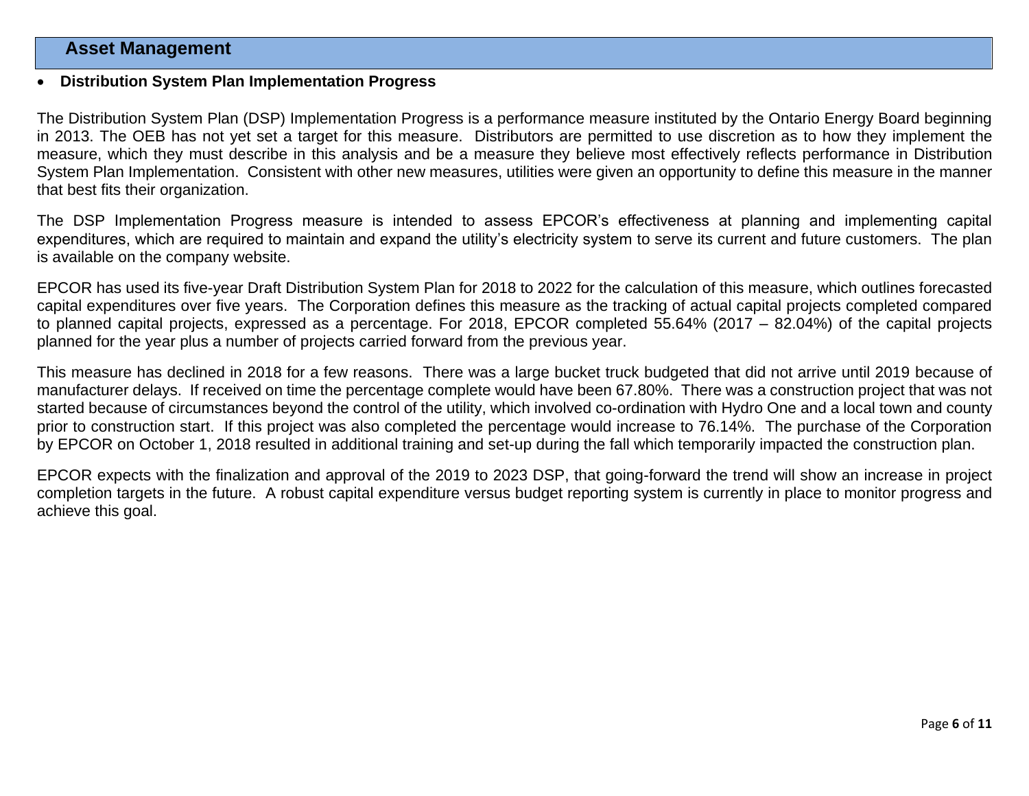## Asset Management

- **Distribution System Plan Implementation Progress**

The Distribution System Plan (DSP) Implementation Progress is a performance measure instituted by the Ontario Energy Board beginning in 2013. The OEB has not yet set a target for this measure. Distributors are permitted to use discretion as to how they implement the measure, which they must describe in this analysis and be a measure they believe most effectively reflects performance in Distribution System Plan Implementation. Consistent with other new measures, utilities were given an opportunity to define this measure in the manner that best fits their organization.

The DSP Implementation Progress measure is intended to assess EPCOR's effectiveness at planning and implementing capital expenditures, which are required to maintain and expand the utility's electricity system to serve its current and future customers. The plan is available on the company website.

EPCOR has used its five-year Draft Distribution System Plan for 2018 to 2022 for the calculation of this measure, which outlines forecasted capital expenditures over five years. The Corporation defines this measure as the tracking of actual capital projects completed compared to planned capital projects, expressed as a percentage. For 2018, EPCOR completed 55.64% (2017 – 82.04%) of the capital projects planned for the year plus a number of projects carried forward from the previous year.

This measure has declined in 2018 for a few reasons. There was a large bucket truck budgeted that did not arrive until 2019 because of manufacturer delays. If received on time the percentage complete would have been 67.80%. There was a construction project that was not started because of circumstances beyond the control of the utility, which involved co-ordination with Hydro One and a local town and county prior to construction start. If this project was also completed the percentage would increase to 76.14%. The purchase of the Corporation by EPCOR on October 1, 2018 resulted in additional training and set-up during the fall which temporarily impacted the construction plan.

EPCOR expects with the finalization and approval of the 2019 to 2023 DSP, that going-forward the trend will show an increase in project completion targets in the future. A robust capital expenditure versus budget reporting system is currently in place to monitor progress and achieve this goal.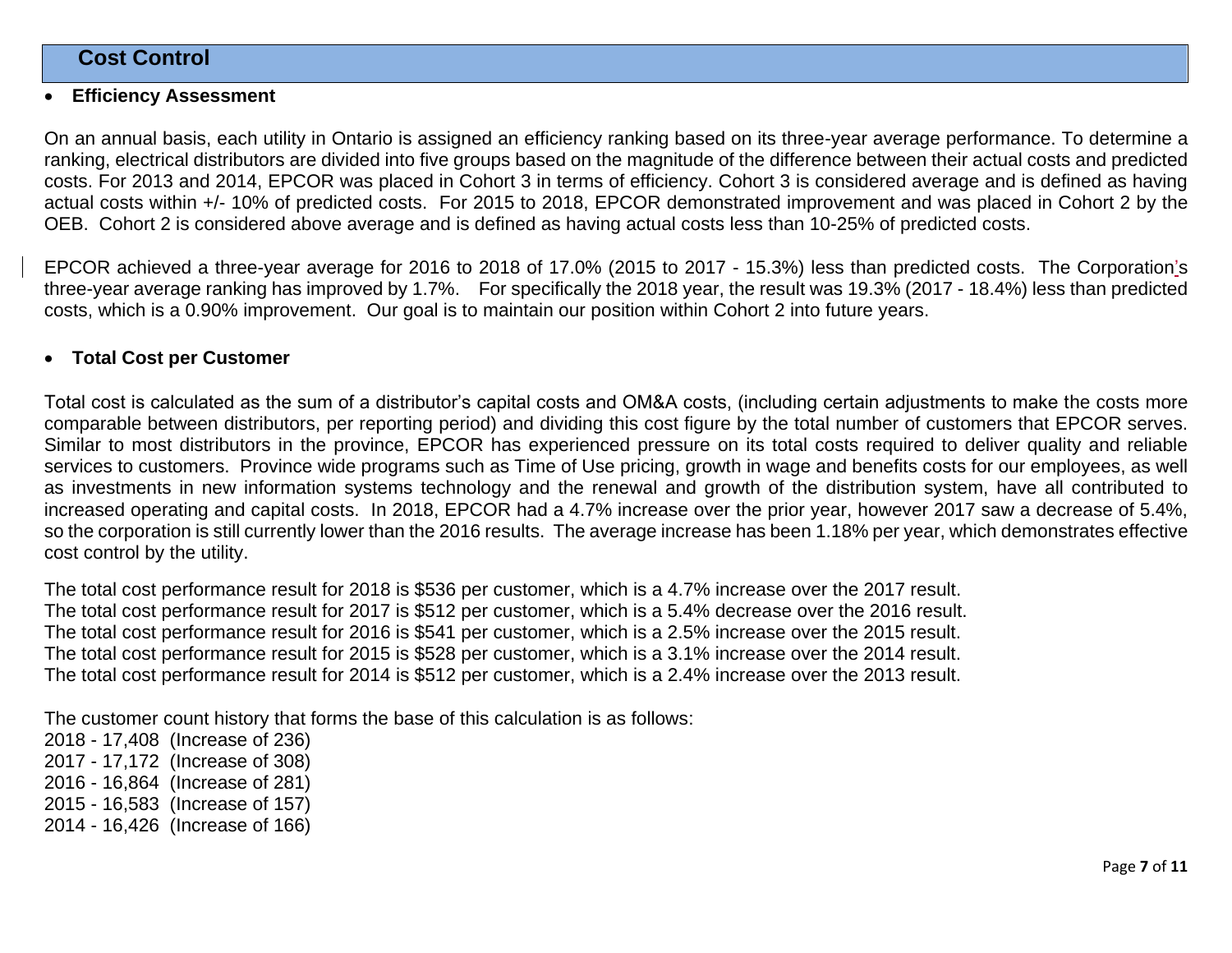## Cost Control

- **Efficiency Assessment**

On an annual basis, each utility in Ontario is assigned an efficiency ranking based on its three-year average performance. To determine a ranking, electrical distributors are divided into five groups based on the magnitude of the difference between their actual costs and predicted costs. For 2013 and 2014, EPCOR was placed in Cohort 3 in terms of efficiency. Cohort 3 is considered average and is defined as having actual costs within +/- 10% of predicted costs. For 2015 to 2018, EPCOR demonstrated improvement and was placed in Cohort 2 by the OEB. Cohort 2 is considered above average and is defined as having actual costs less than 10-25% of predicted costs.

EPCOR achieved a three-year average for 2016 to 2018 of 17.0% (2015 to 2017 - 15.3%) less than predicted costs. The Corporation's three-year average ranking has improved by 1.7%. For specifically the 2018 year, the result was 19.3% (2017 - 18.4%) less than predicted costs, which is a 0.90% improvement. Our goal is to maintain our position within Cohort 2 into future years.

- **Total Cost per Customer**

Total cost is calculated as the sum of a distributor's capital costs and OM&A costs, (including certain adjustments to make the costs more comparable between distributors, per reporting period) and dividing this cost figure by the total number of customers that EPCOR serves. Similar to most distributors in the province, EPCOR has experienced pressure on its total costs required to deliver quality and reliable services to customers. Province wide programs such as Time of Use pricing, growth in wage and benefits costs for our employees, as well as investments in new information systems technology and the renewal and growth of the distribution system, have all contributed to increased operating and capital costs. In 2018, EPCOR had a 4.7% increase over the prior year, however 2017 saw a decrease of 5.4%, so the corporation is still currently lower than the 2016 results. The average increase has been 1.18% per year, which demonstrates effective cost control by the utility.

The total cost performance result for 2018 is $536 per customer, which is a 4.7% increase over the 2017 result.
The total cost performance result for 2017 is $512 per customer, which is a 5.4% decrease over the 2016 result.
The total cost performance result for 2016 is $541 per customer, which is a 2.5% increase over the 2015 result.
The total cost performance result for 2015 is $528 per customer, which is a 3.1% increase over the 2014 result.
The total cost performance result for 2014 is $512 per customer, which is a 2.4% increase over the 2013 result.

The customer count history that forms the base of this calculation is as follows:
2018 - 17,408 (Increase of 236)
2017 - 17,172 (Increase of 308)
2016 - 16,864 (Increase of 281)
2015 - 16,583 (Increase of 157)
2014 - 16,426 (Increase of 166)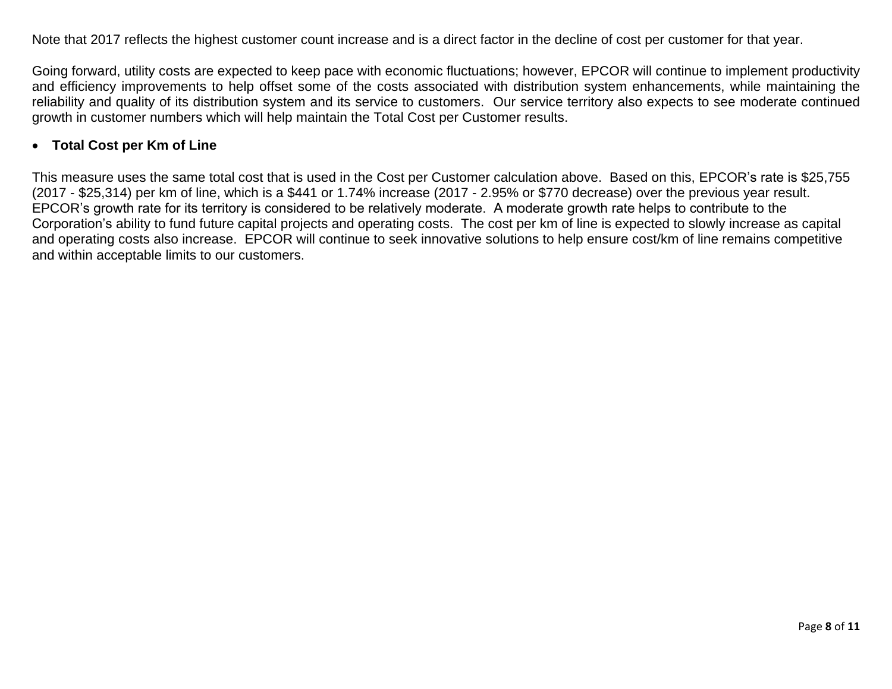Note that 2017 reflects the highest customer count increase and is a direct factor in the decline of cost per customer for that year.

Going forward, utility costs are expected to keep pace with economic fluctuations; however, EPCOR will continue to implement productivity and efficiency improvements to help offset some of the costs associated with distribution system enhancements, while maintaining the reliability and quality of its distribution system and its service to customers. Our service territory also expects to see moderate continued growth in customer numbers which will help maintain the Total Cost per Customer results.

- **Total Cost per Km of Line**

This measure uses the same total cost that is used in the Cost per Customer calculation above. Based on this, EPCOR's rate is $25,755 (2017 - $25,314) per km of line, which is a $441 or 1.74% increase (2017 - 2.95% or $770 decrease) over the previous year result. EPCOR's growth rate for its territory is considered to be relatively moderate. A moderate growth rate helps to contribute to the Corporation's ability to fund future capital projects and operating costs. The cost per km of line is expected to slowly increase as capital and operating costs also increase. EPCOR will continue to seek innovative solutions to help ensure cost/km of line remains competitive and within acceptable limits to our customers.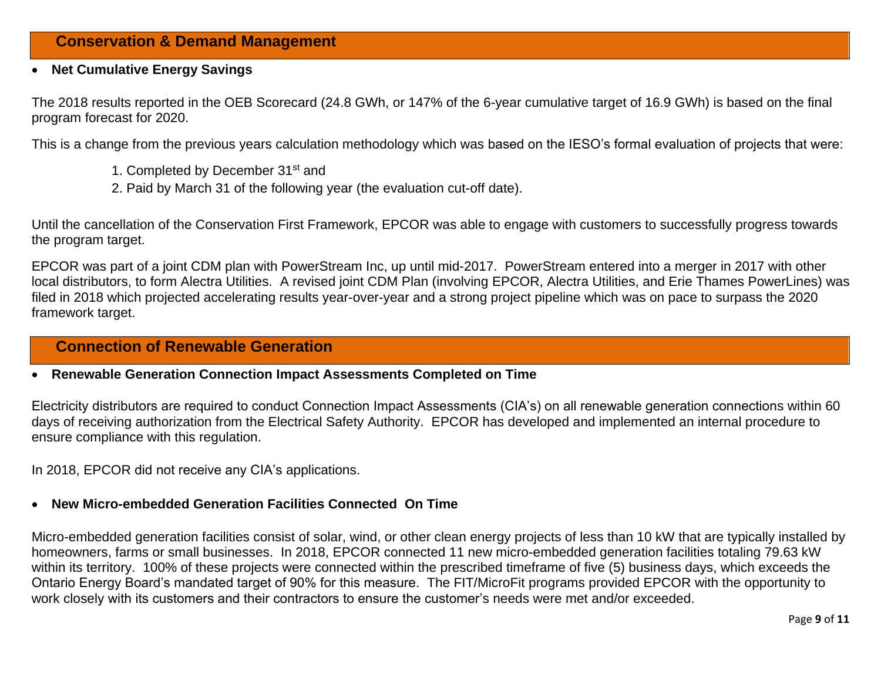## Conservation & Demand Management

- **Net Cumulative Energy Savings**

The 2018 results reported in the OEB Scorecard (24.8 GWh, or 147% of the 6-year cumulative target of 16.9 GWh) is based on the final program forecast for 2020.

This is a change from the previous years calculation methodology which was based on the IESO's formal evaluation of projects that were:

1. Completed by December 31st and
2. Paid by March 31 of the following year (the evaluation cut-off date).

Until the cancellation of the Conservation First Framework, EPCOR was able to engage with customers to successfully progress towards the program target.

EPCOR was part of a joint CDM plan with PowerStream Inc, up until mid-2017. PowerStream entered into a merger in 2017 with other local distributors, to form Alectra Utilities. A revised joint CDM Plan (involving EPCOR, Alectra Utilities, and Erie Thames PowerLines) was filed in 2018 which projected accelerating results year-over-year and a strong project pipeline which was on pace to surpass the 2020 framework target.

## Connection of Renewable Generation

- **Renewable Generation Connection Impact Assessments Completed on Time**

Electricity distributors are required to conduct Connection Impact Assessments (CIA's) on all renewable generation connections within 60 days of receiving authorization from the Electrical Safety Authority. EPCOR has developed and implemented an internal procedure to ensure compliance with this regulation.

In 2018, EPCOR did not receive any CIA's applications.

- **New Micro-embedded Generation Facilities Connected On Time**

Micro-embedded generation facilities consist of solar, wind, or other clean energy projects of less than 10 kW that are typically installed by homeowners, farms or small businesses. In 2018, EPCOR connected 11 new micro-embedded generation facilities totaling 79.63 kW within its territory. 100% of these projects were connected within the prescribed timeframe of five (5) business days, which exceeds the Ontario Energy Board's mandated target of 90% for this measure. The FIT/MicroFit programs provided EPCOR with the opportunity to work closely with its customers and their contractors to ensure the customer's needs were met and/or exceeded.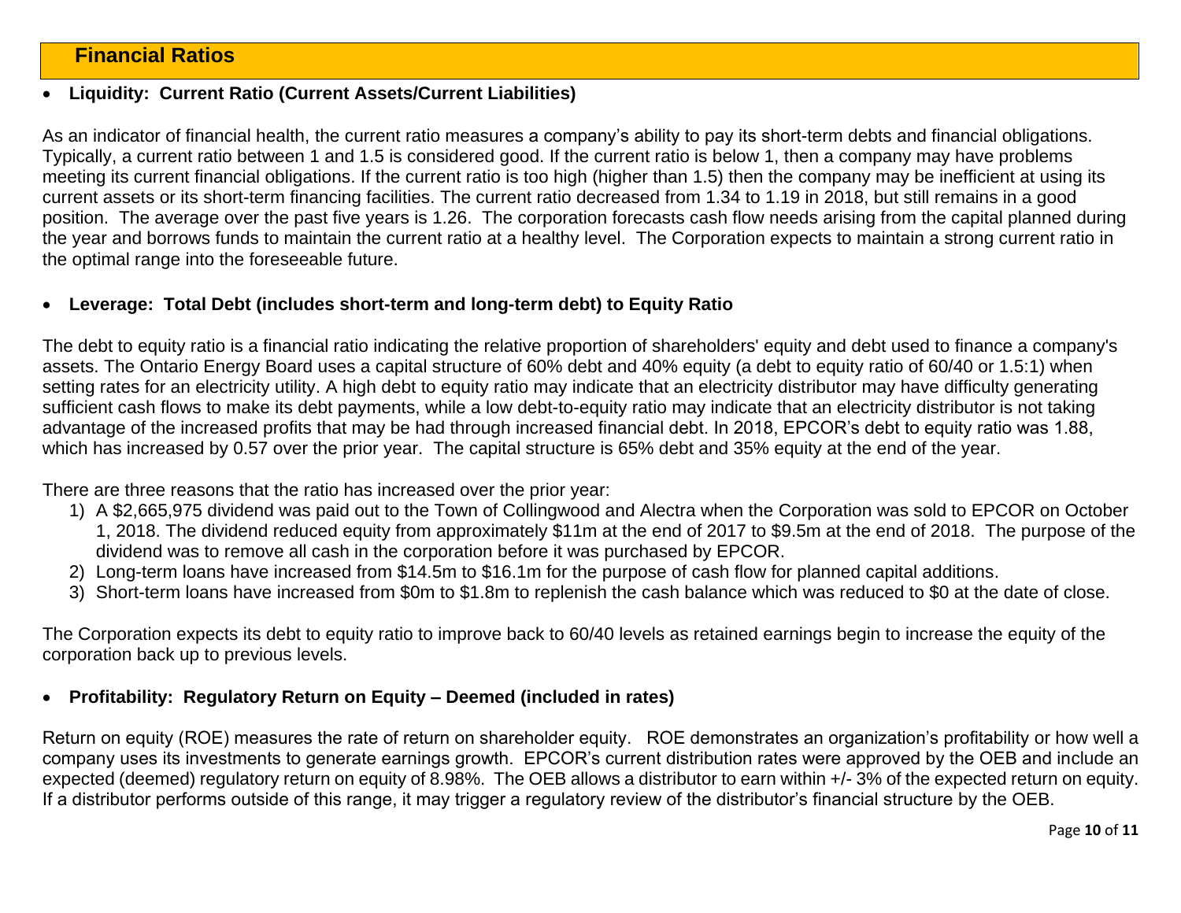## Financial Ratios

- **Liquidity: Current Ratio (Current Assets/Current Liabilities)**

As an indicator of financial health, the current ratio measures a company's ability to pay its short-term debts and financial obligations. Typically, a current ratio between 1 and 1.5 is considered good. If the current ratio is below 1, then a company may have problems meeting its current financial obligations. If the current ratio is too high (higher than 1.5) then the company may be inefficient at using its current assets or its short-term financing facilities. The current ratio decreased from 1.34 to 1.19 in 2018, but still remains in a good position. The average over the past five years is 1.26. The corporation forecasts cash flow needs arising from the capital planned during the year and borrows funds to maintain the current ratio at a healthy level. The Corporation expects to maintain a strong current ratio in the optimal range into the foreseeable future.

- **Leverage: Total Debt (includes short-term and long-term debt) to Equity Ratio**

The debt to equity ratio is a financial ratio indicating the relative proportion of shareholders' equity and debt used to finance a company's assets. The Ontario Energy Board uses a capital structure of 60% debt and 40% equity (a debt to equity ratio of 60/40 or 1.5:1) when setting rates for an electricity utility. A high debt to equity ratio may indicate that an electricity distributor may have difficulty generating sufficient cash flows to make its debt payments, while a low debt-to-equity ratio may indicate that an electricity distributor is not taking advantage of the increased profits that may be had through increased financial debt. In 2018, EPCOR's debt to equity ratio was 1.88, which has increased by 0.57 over the prior year. The capital structure is 65% debt and 35% equity at the end of the year.

There are three reasons that the ratio has increased over the prior year:

1) A $2,665,975 dividend was paid out to the Town of Collingwood and Alectra when the Corporation was sold to EPCOR on October 1, 2018. The dividend reduced equity from approximately $11m at the end of 2017 to $9.5m at the end of 2018. The purpose of the dividend was to remove all cash in the corporation before it was purchased by EPCOR.
2) Long-term loans have increased from $14.5m to $16.1m for the purpose of cash flow for planned capital additions.
3) Short-term loans have increased from $0m to $1.8m to replenish the cash balance which was reduced to $0 at the date of close.

The Corporation expects its debt to equity ratio to improve back to 60/40 levels as retained earnings begin to increase the equity of the corporation back up to previous levels.

- **Profitability: Regulatory Return on Equity – Deemed (included in rates)**

Return on equity (ROE) measures the rate of return on shareholder equity. ROE demonstrates an organization's profitability or how well a company uses its investments to generate earnings growth. EPCOR's current distribution rates were approved by the OEB and include an expected (deemed) regulatory return on equity of 8.98%. The OEB allows a distributor to earn within +/- 3% of the expected return on equity. If a distributor performs outside of this range, it may trigger a regulatory review of the distributor's financial structure by the OEB.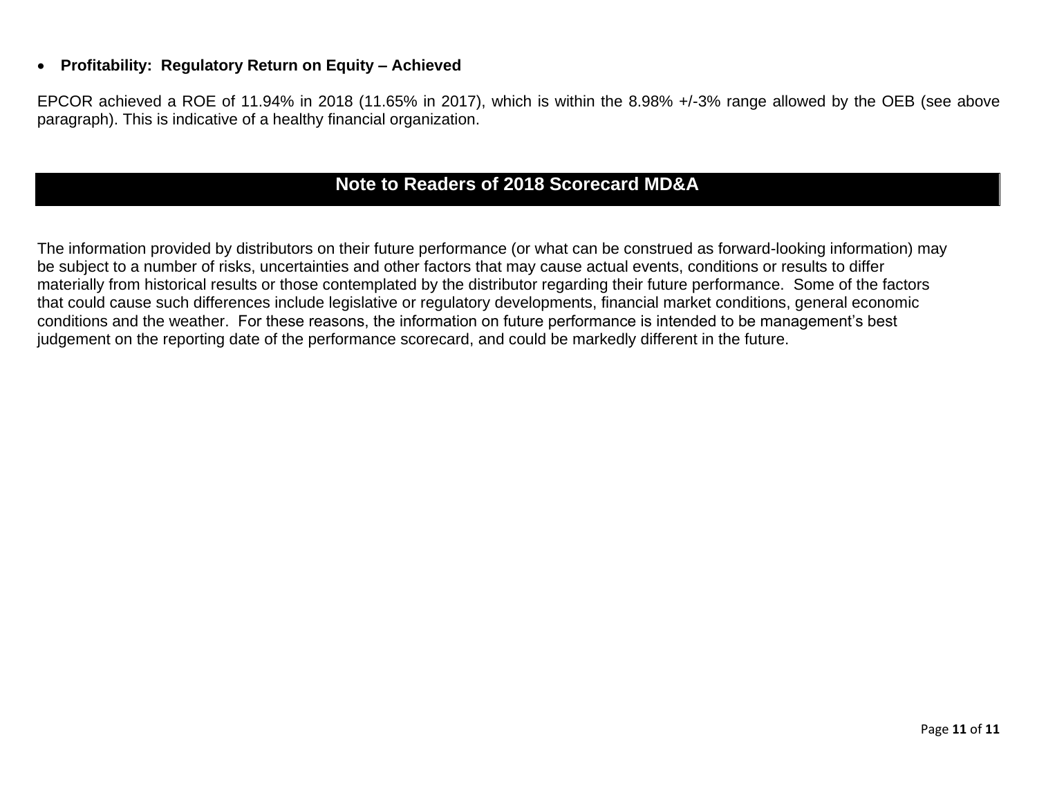- **Profitability: Regulatory Return on Equity – Achieved**

EPCOR achieved a ROE of 11.94% in 2018 (11.65% in 2017), which is within the 8.98% +/-3% range allowed by the OEB (see above paragraph). This is indicative of a healthy financial organization.

## Note to Readers of 2018 Scorecard MD&A

The information provided by distributors on their future performance (or what can be construed as forward-looking information) may be subject to a number of risks, uncertainties and other factors that may cause actual events, conditions or results to differ materially from historical results or those contemplated by the distributor regarding their future performance. Some of the factors that could cause such differences include legislative or regulatory developments, financial market conditions, general economic conditions and the weather. For these reasons, the information on future performance is intended to be management's best judgement on the reporting date of the performance scorecard, and could be markedly different in the future.